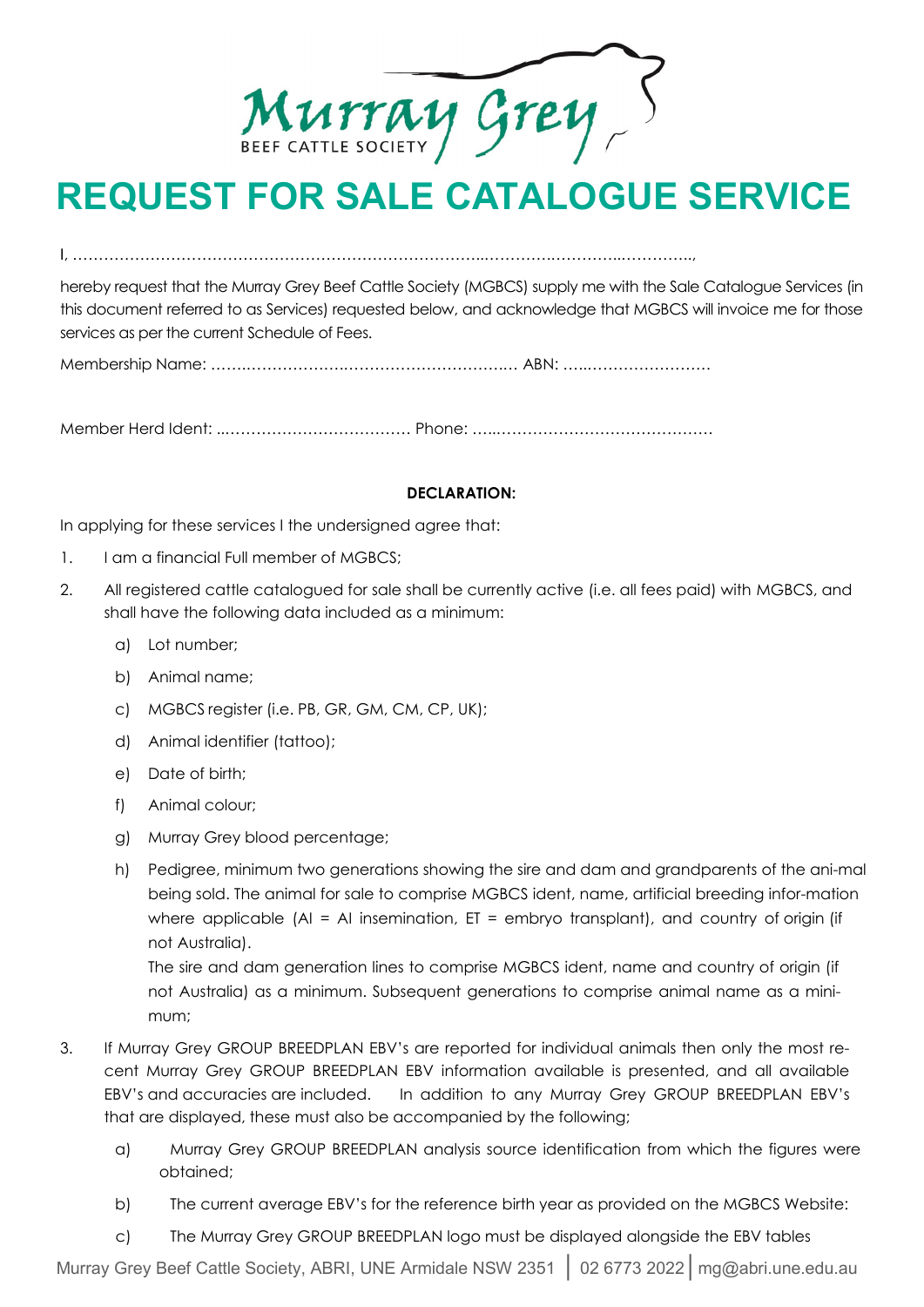Murray Grey
BEEF CATTLE SOCIETY

# REQUEST FOR SALE CATALOGUE SERVICE

I, ……………………………………………………………………..……….………...…………..,

hereby request that the Murray Grey Beef Cattle Society (MGBCS) supply me with the Sale Catalogue Services (in this document referred to as Services) requested below, and acknowledge that MGBCS will invoice me for those services as per the current Schedule of Fees.

Membership Name: ……..……………….…………………………….… ABN: …..……………………

Member Herd Ident: ...……………………………… Phone: …..……………………………………

**DECLARATION:**

In applying for these services I the undersigned agree that:

1. I am a financial Full member of MGBCS;
2. All registered cattle catalogued for sale shall be currently active (i.e. all fees paid) with MGBCS, and shall have the following data included as a minimum:
   a) Lot number;
   b) Animal name;
   c) MGBCS register (i.e. PB, GR, GM, CM, CP, UK);
   d) Animal identifier (tattoo);
   e) Date of birth;
   f) Animal colour;
   g) Murray Grey blood percentage;
   h) Pedigree, minimum two generations showing the sire and dam and grandparents of the ani-mal being sold. The animal for sale to comprise MGBCS ident, name, artificial breeding infor-mation where applicable (AI = AI insemination, ET = embryo transplant), and country of origin (if not Australia).

      The sire and dam generation lines to comprise MGBCS ident, name and country of origin (if not Australia) as a minimum. Subsequent generations to comprise animal name as a mini-mum;
3. If Murray Grey GROUP BREEDPLAN EBV's are reported for individual animals then only the most re-cent Murray Grey GROUP BREEDPLAN EBV information available is presented, and all available EBV's and accuracies are included. In addition to any Murray Grey GROUP BREEDPLAN EBV's that are displayed, these must also be accompanied by the following;
   a) Murray Grey GROUP BREEDPLAN analysis source identification from which the figures were obtained;
   b) The current average EBV's for the reference birth year as provided on the MGBCS Website:
   c) The Murray Grey GROUP BREEDPLAN logo must be displayed alongside the EBV tables

Murray Grey Beef Cattle Society, ABRI, UNE Armidale NSW 2351 | 02 6773 2022 | mg@abri.une.edu.au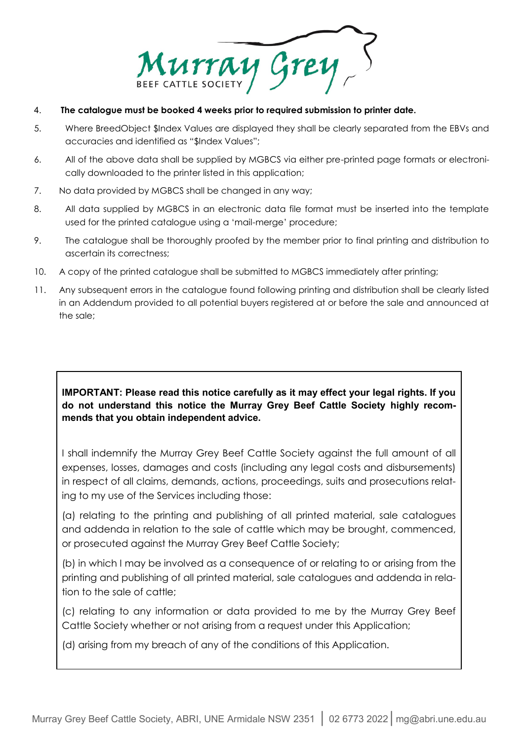4. **The catalogue must be booked 4 weeks prior to required submission to printer date.**
5. Where BreedObject $Index Values are displayed they shall be clearly separated from the EBVs and accuracies and identified as "$Index Values";
6. All of the above data shall be supplied by MGBCS via either pre-printed page formats or electronically downloaded to the printer listed in this application;
7. No data provided by MGBCS shall be changed in any way;
8. All data supplied by MGBCS in an electronic data file format must be inserted into the template used for the printed catalogue using a 'mail-merge' procedure;
9. The catalogue shall be thoroughly proofed by the member prior to final printing and distribution to ascertain its correctness;
10. A copy of the printed catalogue shall be submitted to MGBCS immediately after printing;
11. Any subsequent errors in the catalogue found following printing and distribution shall be clearly listed in an Addendum provided to all potential buyers registered at or before the sale and announced at the sale;

**IMPORTANT: Please read this notice carefully as it may effect your legal rights. If you do not understand this notice the Murray Grey Beef Cattle Society highly recommends that you obtain independent advice.**

I shall indemnify the Murray Grey Beef Cattle Society against the full amount of all expenses, losses, damages and costs (including any legal costs and disbursements) in respect of all claims, demands, actions, proceedings, suits and prosecutions relating to my use of the Services including those:

(a) relating to the printing and publishing of all printed material, sale catalogues and addenda in relation to the sale of cattle which may be brought, commenced, or prosecuted against the Murray Grey Beef Cattle Society;

(b) in which I may be involved as a consequence of or relating to or arising from the printing and publishing of all printed material, sale catalogues and addenda in relation to the sale of cattle;

(c) relating to any information or data provided to me by the Murray Grey Beef Cattle Society whether or not arising from a request under this Application;

(d) arising from my breach of any of the conditions of this Application.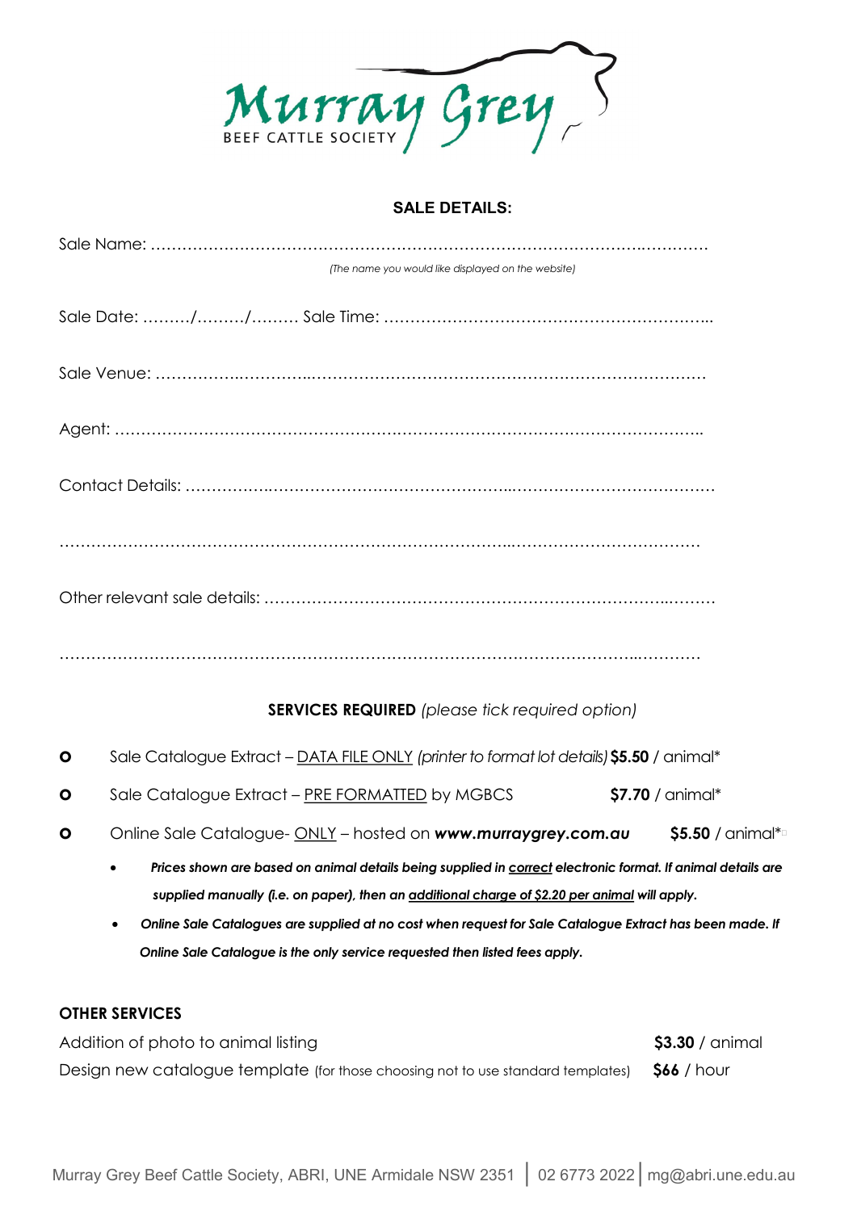Murray Grey
BEEF CATTLE SOCIETY

## SALE DETAILS:

Sale Name: ……………………………………………………………………………………………

*(The name you would like displayed on the website)*

Sale Date: ………/………/……… Sale Time: ……………………………………………………..

Sale Venue: ……………………………………………………………………………………………

Agent: ……………………………………………………………………………………………………

Contact Details: …………………………………………………………………………………………

……………………………………………………………………………………………………………

Other relevant sale details: ……………………………………………………………………………

……………………………………………………………………………………………………………

**SERVICES REQUIRED** *(please tick required option)*

- Sale Catalogue Extract – DATA FILE ONLY *(printer to format lot details)* **$5.50** / animal*
- Sale Catalogue Extract – PRE FORMATTED by MGBCS **$7.70** / animal*
- Online Sale Catalogue- ONLY – hosted on ***www.murraygrey.com.au*** **$5.50** / animal*
  - ***Prices shown are based on animal details being supplied in correct electronic format. If animal details are supplied manually (i.e. on paper), then an additional charge of $2.20 per animal will apply.***
  - ***Online Sale Catalogues are supplied at no cost when request for Sale Catalogue Extract has been made. If Online Sale Catalogue is the only service requested then listed fees apply.***

**OTHER SERVICES**

Addition of photo to animal listing **$3.30** / animal

Design new catalogue template (for those choosing not to use standard templates) **$66** / hour

Murray Grey Beef Cattle Society, ABRI, UNE Armidale NSW 2351 | 02 6773 2022 | mg@abri.une.edu.au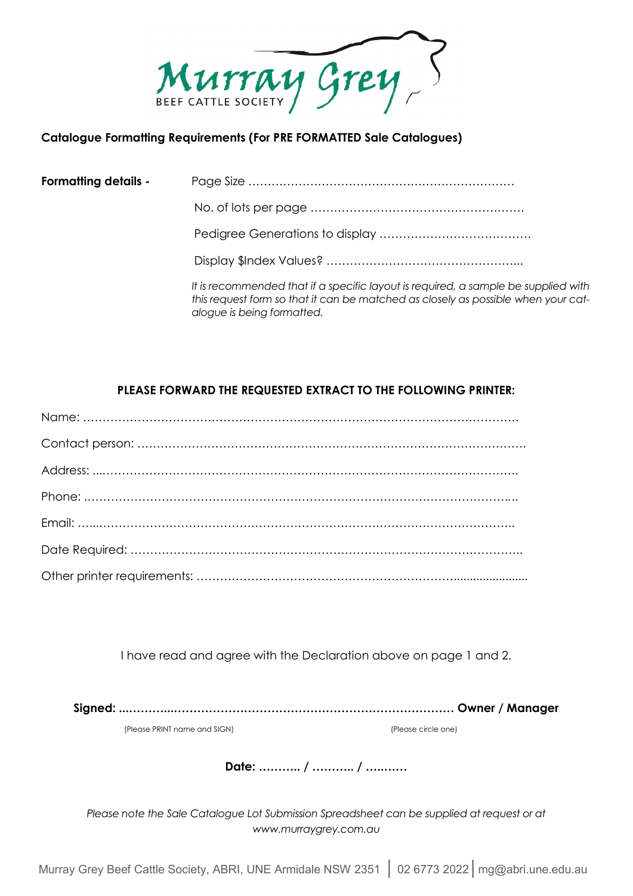Murray Grey
BEEF CATTLE SOCIETY

**Catalogue Formatting Requirements (For PRE FORMATTED Sale Catalogues)**

**Formatting details -** Page Size ……………………………………………………………

No. of lots per page ………………………………………………

Pedigree Generations to display …………………………………

Display $Index Values? …………………………………………..

*It is recommended that if a specific layout is required, a sample be supplied with this request form so that it can be matched as closely as possible when your catalogue is being formatted.*

**PLEASE FORWARD THE REQUESTED EXTRACT TO THE FOLLOWING PRINTER:**

Name: ………………………………………………………………………………………………

Contact person: …………………………………………………………………………………

Address: ..……………………………………………………………………………………….

Phone: ……………………………………………………………………………………………..

Email: …..……………………………………………………………………………………….

Date Required: ……………………………………………………………………………………..

Other printer requirements: …………………………………………………………......................

I have read and agree with the Declaration above on page 1 and 2.

**Signed: ...……………………………………………………………………… Owner / Manager**

(Please PRINT name and SIGN) (Please circle one)

**Date: ……….. / ……….. / ……….**

*Please note the Sale Catalogue Lot Submission Spreadsheet can be supplied at request or at www.murraygrey.com.au*

Murray Grey Beef Cattle Society, ABRI, UNE Armidale NSW 2351 | 02 6773 2022 | mg@abri.une.edu.au